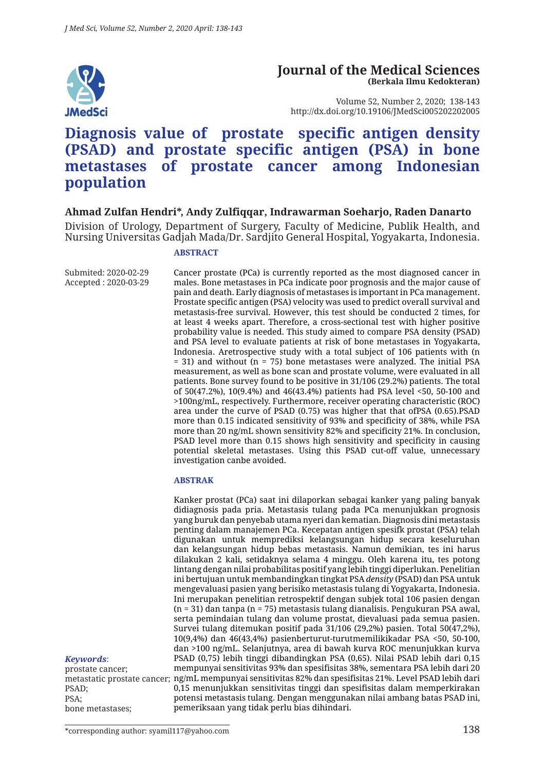# Journal of the Medical Sciences
**(Berkala Ilmu Kedokteran)**

Volume 52, Number 2, 2020; 138-143
http://dx.doi.org/10.19106/JMedSci005202202005

# Diagnosis value of prostate specific antigen density (PSAD) and prostate specific antigen (PSA) in bone metastases of prostate cancer among Indonesian population

**Ahmad Zulfan Hendri\*, Andy Zulfiqqar, Indrawarman Soeharjo, Raden Danarto**

Division of Urology, Department of Surgery, Faculty of Medicine, Publik Health, and Nursing Universitas Gadjah Mada/Dr. Sardjito General Hospital, Yogyakarta, Indonesia.

Submited: 2020-02-29
Accepted : 2020-03-29

## ABSTRACT

Cancer prostate (PCa) is currently reported as the most diagnosed cancer in males. Bone metastases in PCa indicate poor prognosis and the major cause of pain and death. Early diagnosis of metastases is important in PCa management. Prostate specific antigen (PSA) velocity was used to predict overall survival and metastasis-free survival. However, this test should be conducted 2 times, for at least 4 weeks apart. Therefore, a cross-sectional test with higher positive probability value is needed. This study aimed to compare PSA density (PSAD) and PSA level to evaluate patients at risk of bone metastases in Yogyakarta, Indonesia. Aretrospective study with a total subject of 106 patients with (n = 31) and without (n = 75) bone metastases were analyzed. The initial PSA measurement, as well as bone scan and prostate volume, were evaluated in all patients. Bone survey found to be positive in 31/106 (29.2%) patients. The total of 50(47.2%), 10(9.4%) and 46(43.4%) patients had PSA level <50, 50-100 and >100ng/mL, respectively. Furthermore, receiver operating characteristic (ROC) area under the curve of PSAD (0.75) was higher that that ofPSA (0.65).PSAD more than 0.15 indicated sensitivity of 93% and specificity of 38%, while PSA more than 20 ng/mL shown sensitivity 82% and specificity 21%. In conclusion, PSAD level more than 0.15 shows high sensitivity and specificity in causing potential skeletal metastases. Using this PSAD cut-off value, unnecessary investigation canbe avoided.

## ABSTRAK

Kanker prostat (PCa) saat ini dilaporkan sebagai kanker yang paling banyak didiagnosis pada pria. Metastasis tulang pada PCa menunjukkan prognosis yang buruk dan penyebab utama nyeri dan kematian. Diagnosis dini metastasis penting dalam manajemen PCa. Kecepatan antigen spesifk prostat (PSA) telah digunakan untuk memprediksi kelangsungan hidup secara keseluruhan dan kelangsungan hidup bebas metastasis. Namun demikian, tes ini harus dilakukan 2 kali, setidaknya selama 4 minggu. Oleh karena itu, tes potong lintang dengan nilai probabilitas positif yang lebih tinggi diperlukan. Penelitian ini bertujuan untuk membandingkan tingkat PSA *density* (PSAD) dan PSA untuk mengevaluasi pasien yang berisiko metastasis tulang di Yogyakarta, Indonesia. Ini merupakan penelitian retrospektif dengan subjek total 106 pasien dengan (n = 31) dan tanpa (n = 75) metastasis tulang dianalisis. Pengukuran PSA awal, serta pemindaian tulang dan volume prostat, dievaluasi pada semua pasien. Survei tulang ditemukan positif pada 31/106 (29,2%) pasien. Total 50(47,2%), 10(9,4%) dan 46(43,4%) pasienberturut-turutmemilikikadar PSA <50, 50-100, dan >100 ng/mL. Selanjutnya, area di bawah kurva ROC menunjukkan kurva PSAD (0,75) lebih tinggi dibandingkan PSA (0,65). Nilai PSAD lebih dari 0,15 mempunyai sensitivitas 93% dan spesifisitas 38%, sementara PSA lebih dari 20 ng/mL mempunyai sensitivitas 82% dan spesifisitas 21%. Level PSAD lebih dari 0,15 menunjukkan sensitivitas tinggi dan spesifisitas dalam memperkirakan potensi metastasis tulang. Dengan menggunakan nilai ambang batas PSAD ini, pemeriksaan yang tidak perlu bias dihindari.

***Keywords***:
prostate cancer;
metastatic prostate cancer;
PSAD;
PSA;
bone metastases;

\*corresponding author: syamil117@yahoo.com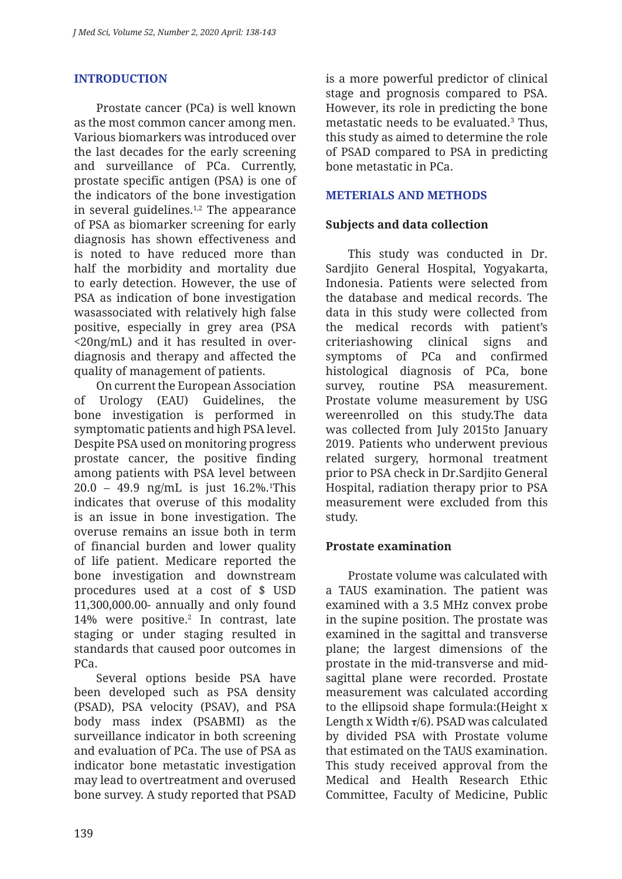## INTRODUCTION

Prostate cancer (PCa) is well known as the most common cancer among men. Various biomarkers was introduced over the last decades for the early screening and surveillance of PCa. Currently, prostate specific antigen (PSA) is one of the indicators of the bone investigation in several guidelines.[1,2] The appearance of PSA as biomarker screening for early diagnosis has shown effectiveness and is noted to have reduced more than half the morbidity and mortality due to early detection. However, the use of PSA as indication of bone investigation wasassociated with relatively high false positive, especially in grey area (PSA <20ng/mL) and it has resulted in over-diagnosis and therapy and affected the quality of management of patients.

On current the European Association of Urology (EAU) Guidelines, the bone investigation is performed in symptomatic patients and high PSA level. Despite PSA used on monitoring progress prostate cancer, the positive finding among patients with PSA level between 20.0 – 49.9 ng/mL is just 16.2%.[1]This indicates that overuse of this modality is an issue in bone investigation. The overuse remains an issue both in term of financial burden and lower quality of life patient. Medicare reported the bone investigation and downstream procedures used at a cost of $ USD 11,300,000.00- annually and only found 14% were positive.[2] In contrast, late staging or under staging resulted in standards that caused poor outcomes in PCa.

Several options beside PSA have been developed such as PSA density (PSAD), PSA velocity (PSAV), and PSA body mass index (PSABMI) as the surveillance indicator in both screening and evaluation of PCa. The use of PSA as indicator bone metastatic investigation may lead to overtreatment and overused bone survey. A study reported that PSAD is a more powerful predictor of clinical stage and prognosis compared to PSA. However, its role in predicting the bone metastatic needs to be evaluated.[3] Thus, this study as aimed to determine the role of PSAD compared to PSA in predicting bone metastatic in PCa.

## METERIALS AND METHODS

### Subjects and data collection

This study was conducted in Dr. Sardjito General Hospital, Yogyakarta, Indonesia. Patients were selected from the database and medical records. The data in this study were collected from the medical records with patient's criteriashowing clinical signs and symptoms of PCa and confirmed histological diagnosis of PCa, bone survey, routine PSA measurement. Prostate volume measurement by USG wereenrolled on this study.The data was collected from July 2015to January 2019. Patients who underwent previous related surgery, hormonal treatment prior to PSA check in Dr.Sardjito General Hospital, radiation therapy prior to PSA measurement were excluded from this study.

### Prostate examination

Prostate volume was calculated with a TAUS examination. The patient was examined with a 3.5 MHz convex probe in the supine position. The prostate was examined in the sagittal and transverse plane; the largest dimensions of the prostate in the mid-transverse and mid-sagittal plane were recorded. Prostate measurement was calculated according to the ellipsoid shape formula:(Height x Length x Width $\pi$/6). PSAD was calculated by divided PSA with Prostate volume that estimated on the TAUS examination. This study received approval from the Medical and Health Research Ethic Committee, Faculty of Medicine, Public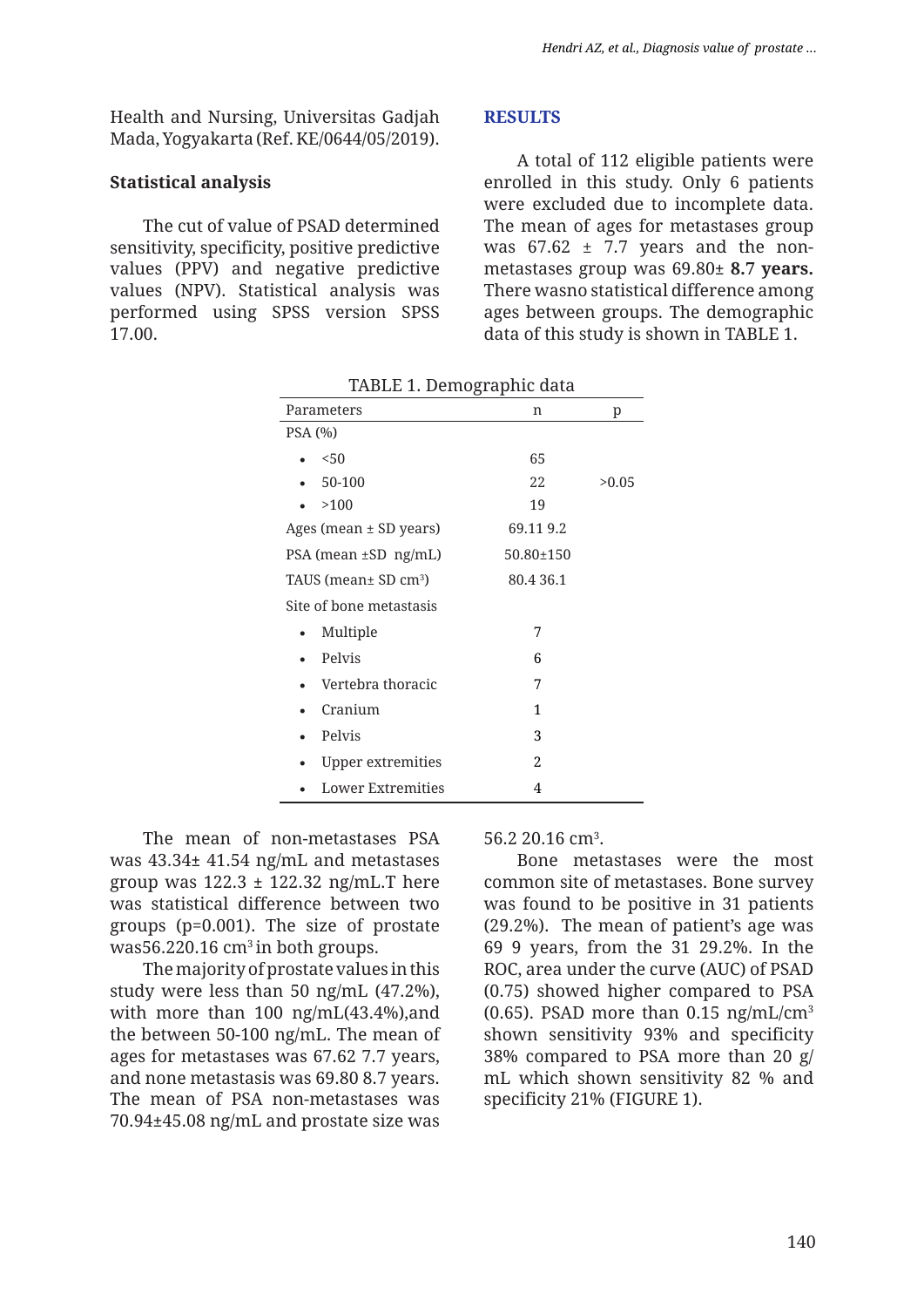Health and Nursing, Universitas Gadjah Mada, Yogyakarta (Ref. KE/0644/05/2019).

### Statistical analysis

The cut of value of PSAD determined sensitivity, specificity, positive predictive values (PPV) and negative predictive values (NPV). Statistical analysis was performed using SPSS version SPSS 17.00.

## RESULTS

A total of 112 eligible patients were enrolled in this study. Only 6 patients were excluded due to incomplete data. The mean of ages for metastases group was 67.62 ± 7.7 years and the non-metastases group was 69.80± **8.7 years.** There wasno statistical difference among ages between groups. The demographic data of this study is shown in TABLE 1.

TABLE 1. Demographic data

| Parameters | n | p |
|---|---|---|
| PSA (%) | | |
| • <50 | 65 | |
| • 50-100 | 22 | >0.05 |
| • >100 | 19 | |
| Ages (mean ± SD years) | 69.11 9.2 | |
| PSA (mean ±SD ng/mL) | 50.80±150 | |
| TAUS (mean± SD $cm^3$) | 80.4 36.1 | |
| Site of bone metastasis | | |
| • Multiple | 7 | |
| • Pelvis | 6 | |
| • Vertebra thoracic | 7 | |
| • Cranium | 1 | |
| • Pelvis | 3 | |
| • Upper extremities | 2 | |
| • Lower Extremities | 4 | |

The mean of non-metastases PSA was 43.34± 41.54 ng/mL and metastases group was 122.3 ± 122.32 ng/mL.T here was statistical difference between two groups (p=0.001). The size of prostate was56.220.16 $cm^3$ in both groups.

The majority of prostate values in this study were less than 50 ng/mL (47.2%), with more than 100 ng/mL(43.4%),and the between 50-100 ng/mL. The mean of ages for metastases was 67.62 7.7 years, and none metastasis was 69.80 8.7 years. The mean of PSA non-metastases was 70.94±45.08 ng/mL and prostate size was 56.2 20.16 $cm^3$.

Bone metastases were the most common site of metastases. Bone survey was found to be positive in 31 patients (29.2%). The mean of patient's age was 69 9 years, from the 31 29.2%. In the ROC, area under the curve (AUC) of PSAD (0.75) showed higher compared to PSA (0.65). PSAD more than 0.15 ng/mL/$cm^3$ shown sensitivity 93% and specificity 38% compared to PSA more than 20 g/mL which shown sensitivity 82 % and specificity 21% (FIGURE 1).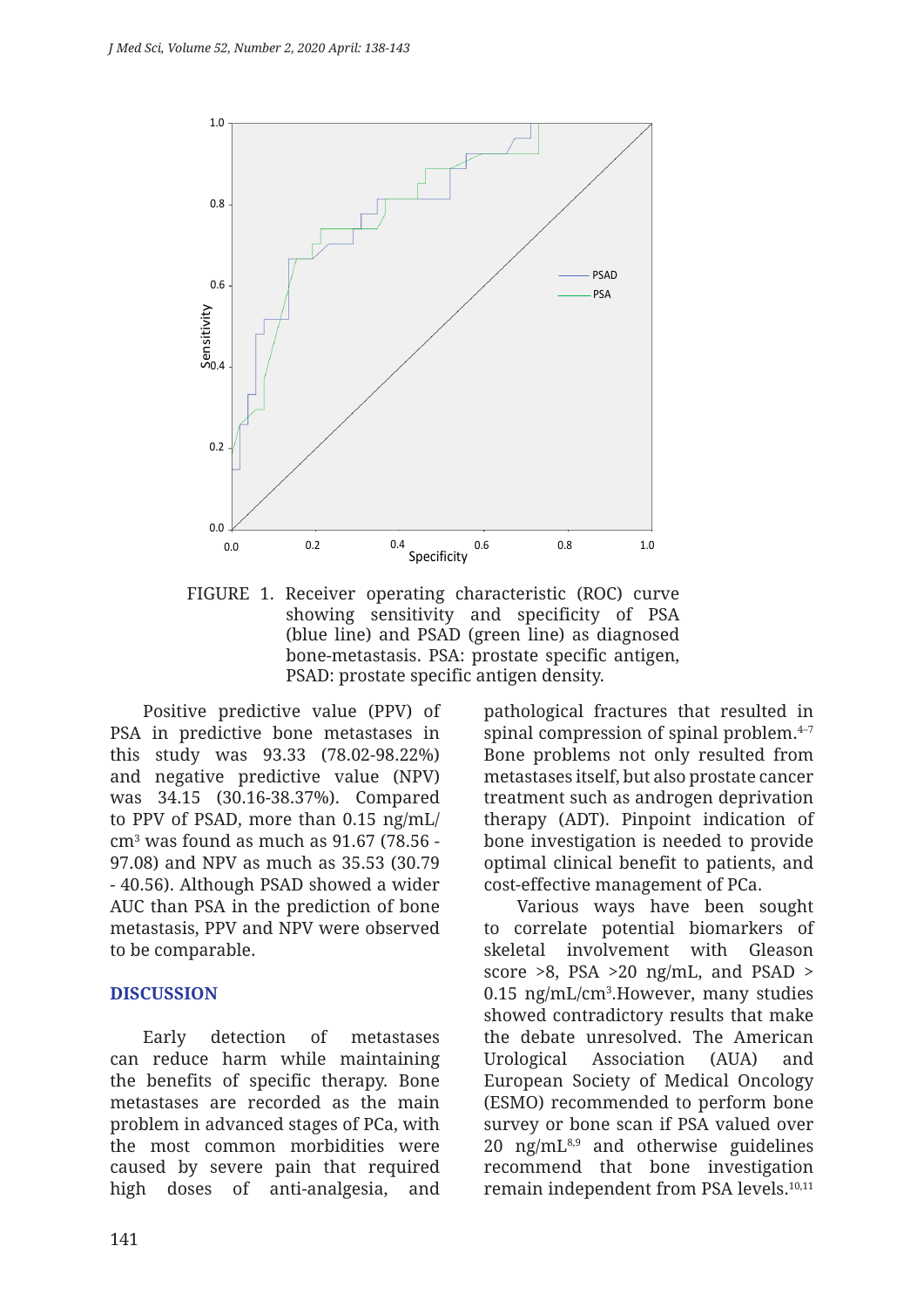FIGURE 1. Receiver operating characteristic (ROC) curve showing sensitivity and specificity of PSA (blue line) and PSAD (green line) as diagnosed bone-metastasis. PSA: prostate specific antigen, PSAD: prostate specific antigen density.

Positive predictive value (PPV) of PSA in predictive bone metastases in this study was 93.33 (78.02-98.22%) and negative predictive value (NPV) was 34.15 (30.16-38.37%). Compared to PPV of PSAD, more than 0.15 ng/mL/cm$^3$ was found as much as 91.67 (78.56 - 97.08) and NPV as much as 35.53 (30.79 - 40.56). Although PSAD showed a wider AUC than PSA in the prediction of bone metastasis, PPV and NPV were observed to be comparable.

## DISCUSSION

Early detection of metastases can reduce harm while maintaining the benefits of specific therapy. Bone metastases are recorded as the main problem in advanced stages of PCa, with the most common morbidities were caused by severe pain that required high doses of anti-analgesia, and pathological fractures that resulted in spinal compression of spinal problem.[4–7] Bone problems not only resulted from metastases itself, but also prostate cancer treatment such as androgen deprivation therapy (ADT). Pinpoint indication of bone investigation is needed to provide optimal clinical benefit to patients, and cost-effective management of PCa.

Various ways have been sought to correlate potential biomarkers of skeletal involvement with Gleason score >8, PSA >20 ng/mL, and PSAD > 0.15 ng/mL/cm$^3$.However, many studies showed contradictory results that make the debate unresolved. The American Urological Association (AUA) and European Society of Medical Oncology (ESMO) recommended to perform bone survey or bone scan if PSA valued over 20 ng/mL[8,9] and otherwise guidelines recommend that bone investigation remain independent from PSA levels.[10,11]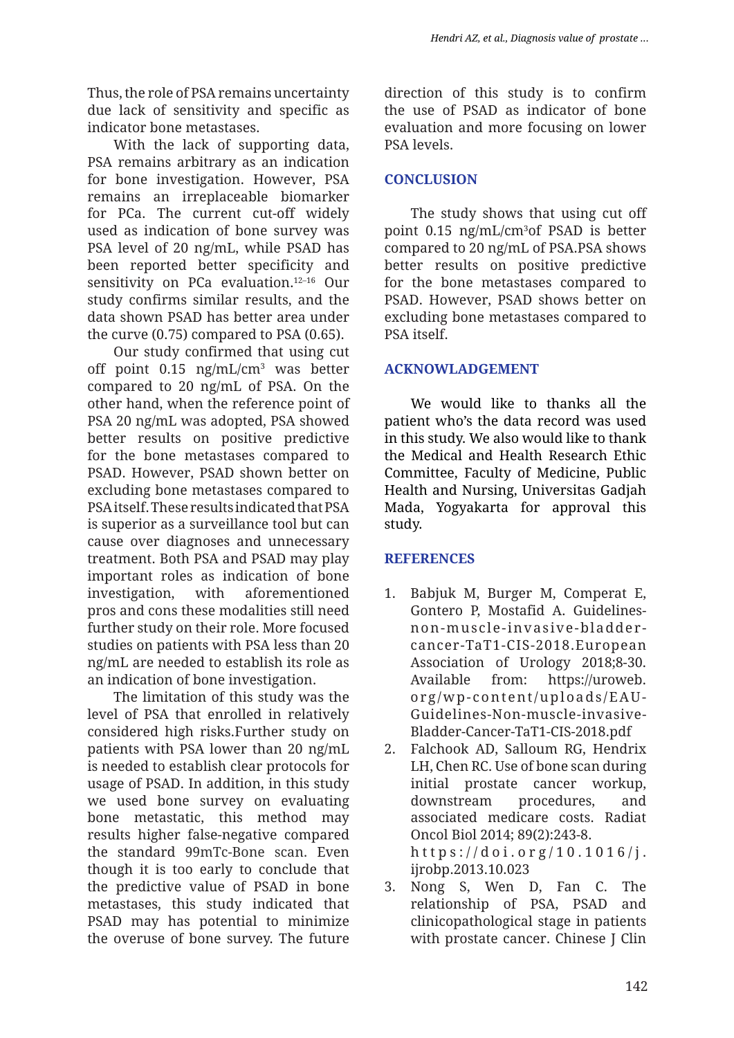Thus, the role of PSA remains uncertainty due lack of sensitivity and specific as indicator bone metastases.

With the lack of supporting data, PSA remains arbitrary as an indication for bone investigation. However, PSA remains an irreplaceable biomarker for PCa. The current cut-off widely used as indication of bone survey was PSA level of 20 ng/mL, while PSAD has been reported better specificity and sensitivity on PCa evaluation.[12–16] Our study confirms similar results, and the data shown PSAD has better area under the curve (0.75) compared to PSA (0.65).

Our study confirmed that using cut off point 0.15 ng/mL/$cm^3$ was better compared to 20 ng/mL of PSA. On the other hand, when the reference point of PSA 20 ng/mL was adopted, PSA showed better results on positive predictive for the bone metastases compared to PSAD. However, PSAD shown better on excluding bone metastases compared to PSA itself. These results indicated that PSA is superior as a surveillance tool but can cause over diagnoses and unnecessary treatment. Both PSA and PSAD may play important roles as indication of bone investigation, with aforementioned pros and cons these modalities still need further study on their role. More focused studies on patients with PSA less than 20 ng/mL are needed to establish its role as an indication of bone investigation.

The limitation of this study was the level of PSA that enrolled in relatively considered high risks.Further study on patients with PSA lower than 20 ng/mL is needed to establish clear protocols for usage of PSAD. In addition, in this study we used bone survey on evaluating bone metastatic, this method may results higher false-negative compared the standard 99mTc-Bone scan. Even though it is too early to conclude that the predictive value of PSAD in bone metastases, this study indicated that PSAD may has potential to minimize the overuse of bone survey. The future direction of this study is to confirm the use of PSAD as indicator of bone evaluation and more focusing on lower PSA levels.

## CONCLUSION

The study shows that using cut off point 0.15 ng/mL/$cm^3$of PSAD is better compared to 20 ng/mL of PSA.PSA shows better results on positive predictive for the bone metastases compared to PSAD. However, PSAD shows better on excluding bone metastases compared to PSA itself.

## ACKNOWLADGEMENT

We would like to thanks all the patient who's the data record was used in this study. We also would like to thank the Medical and Health Research Ethic Committee, Faculty of Medicine, Public Health and Nursing, Universitas Gadjah Mada, Yogyakarta for approval this study.

## REFERENCES

1. Babjuk M, Burger M, Comperat E, Gontero P, Mostafid A. Guidelines-non-muscle-invasive-bladder-cancer-TaT1-CIS-2018.European Association of Urology 2018;8-30. Available from: https://uroweb.org/wp-content/uploads/EAU-Guidelines-Non-muscle-invasive-Bladder-Cancer-TaT1-CIS-2018.pdf
2. Falchook AD, Salloum RG, Hendrix LH, Chen RC. Use of bone scan during initial prostate cancer workup, downstream procedures, and associated medicare costs. Radiat Oncol Biol 2014; 89(2):243-8. https://doi.org/10.1016/j.ijrobp.2013.10.023
3. Nong S, Wen D, Fan C. The relationship of PSA, PSAD and clinicopathological stage in patients with prostate cancer. Chinese J Clin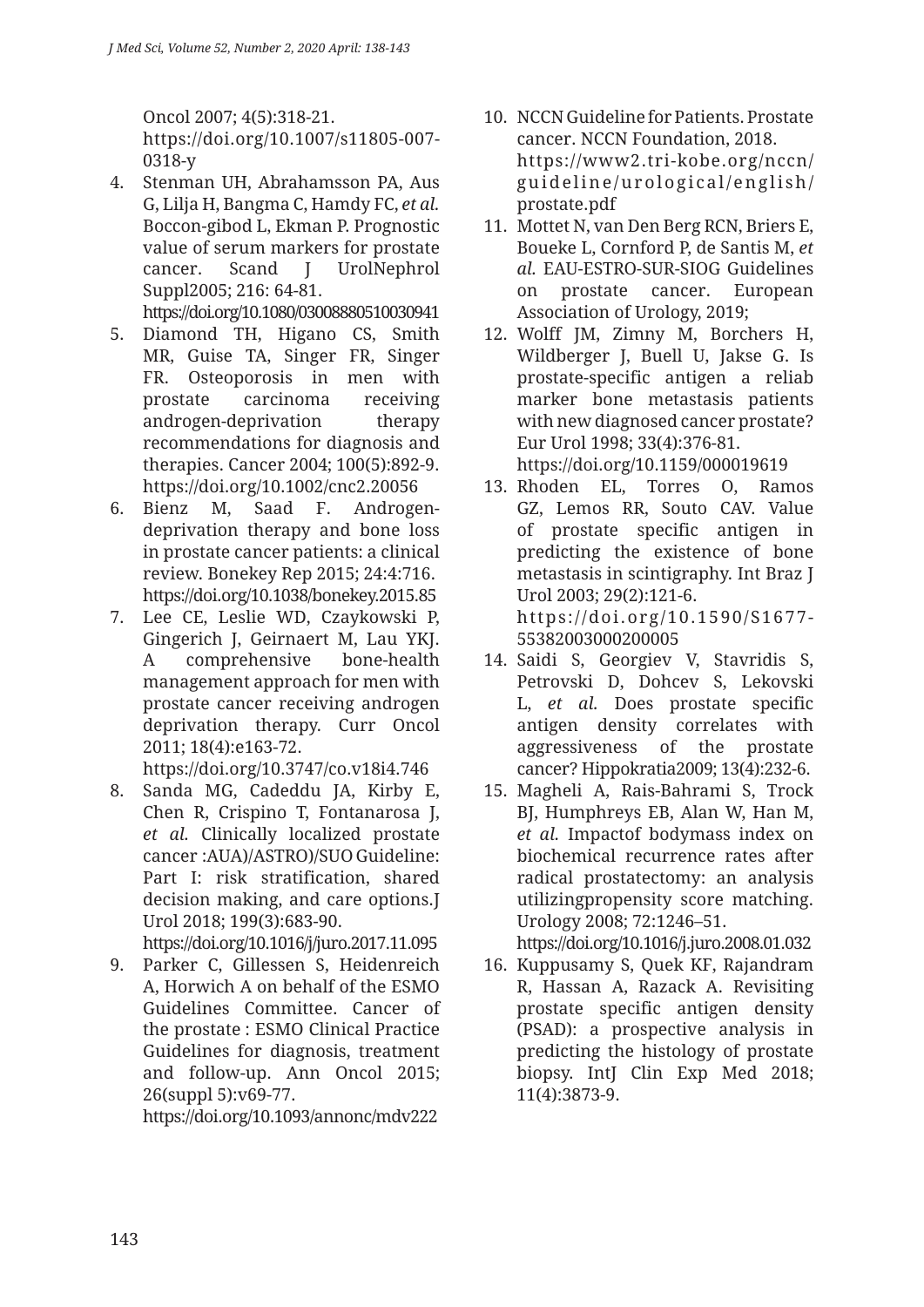Oncol 2007; 4(5):318-21. https://doi.org/10.1007/s11805-007-0318-y

4. Stenman UH, Abrahamsson PA, Aus G, Lilja H, Bangma C, Hamdy FC, *et al.* Boccon-gibod L, Ekman P. Prognostic value of serum markers for prostate cancer. Scand J UrolNephrol Suppl2005; 216: 64-81. https://doi.org/10.1080/03008880510030941
5. Diamond TH, Higano CS, Smith MR, Guise TA, Singer FR, Singer FR. Osteoporosis in men with prostate carcinoma receiving androgen-deprivation therapy recommendations for diagnosis and therapies. Cancer 2004; 100(5):892-9. https://doi.org/10.1002/cnc2.20056
6. Bienz M, Saad F. Androgen-deprivation therapy and bone loss in prostate cancer patients: a clinical review. Bonekey Rep 2015; 24:4:716. https://doi.org/10.1038/bonekey.2015.85
7. Lee CE, Leslie WD, Czaykowski P, Gingerich J, Geirnaert M, Lau YKJ. A comprehensive bone-health management approach for men with prostate cancer receiving androgen deprivation therapy. Curr Oncol 2011; 18(4):e163-72. https://doi.org/10.3747/co.v18i4.746
8. Sanda MG, Cadeddu JA, Kirby E, Chen R, Crispino T, Fontanarosa J, *et al.* Clinically localized prostate cancer :AUA)/ASTRO)/SUO Guideline: Part I: risk stratification, shared decision making, and care options.J Urol 2018; 199(3):683-90. https://doi.org/10.1016/j.juro.2017.11.095
9. Parker C, Gillessen S, Heidenreich A, Horwich A on behalf of the ESMO Guidelines Committee. Cancer of the prostate : ESMO Clinical Practice Guidelines for diagnosis, treatment and follow-up. Ann Oncol 2015; 26(suppl 5):v69-77. https://doi.org/10.1093/annonc/mdv222
10. NCCN Guideline for Patients. Prostate cancer. NCCN Foundation, 2018. https://www2.tri-kobe.org/nccn/guideline/urological/english/prostate.pdf
11. Mottet N, van Den Berg RCN, Briers E, Boueke L, Cornford P, de Santis M, *et al.* EAU-ESTRO-SUR-SIOG Guidelines on prostate cancer. European Association of Urology, 2019;
12. Wolff JM, Zimny M, Borchers H, Wildberger J, Buell U, Jakse G. Is prostate-specific antigen a reliab marker bone metastasis patients with new diagnosed cancer prostate? Eur Urol 1998; 33(4):376-81. https://doi.org/10.1159/000019619
13. Rhoden EL, Torres O, Ramos GZ, Lemos RR, Souto CAV. Value of prostate specific antigen in predicting the existence of bone metastasis in scintigraphy. Int Braz J Urol 2003; 29(2):121-6. https://doi.org/10.1590/S1677-55382003000200005
14. Saidi S, Georgiev V, Stavridis S, Petrovski D, Dohcev S, Lekovski L, *et al.* Does prostate specific antigen density correlates with aggressiveness of the prostate cancer? Hippokratia2009; 13(4):232-6.
15. Magheli A, Rais-Bahrami S, Trock BJ, Humphreys EB, Alan W, Han M, *et al.* Impactof bodymass index on biochemical recurrence rates after radical prostatectomy: an analysis utilizingpropensity score matching. Urology 2008; 72:1246–51. https://doi.org/10.1016/j.juro.2008.01.032
16. Kuppusamy S, Quek KF, Rajandram R, Hassan A, Razack A. Revisiting prostate specific antigen density (PSAD): a prospective analysis in predicting the histology of prostate biopsy. IntJ Clin Exp Med 2018; 11(4):3873-9.